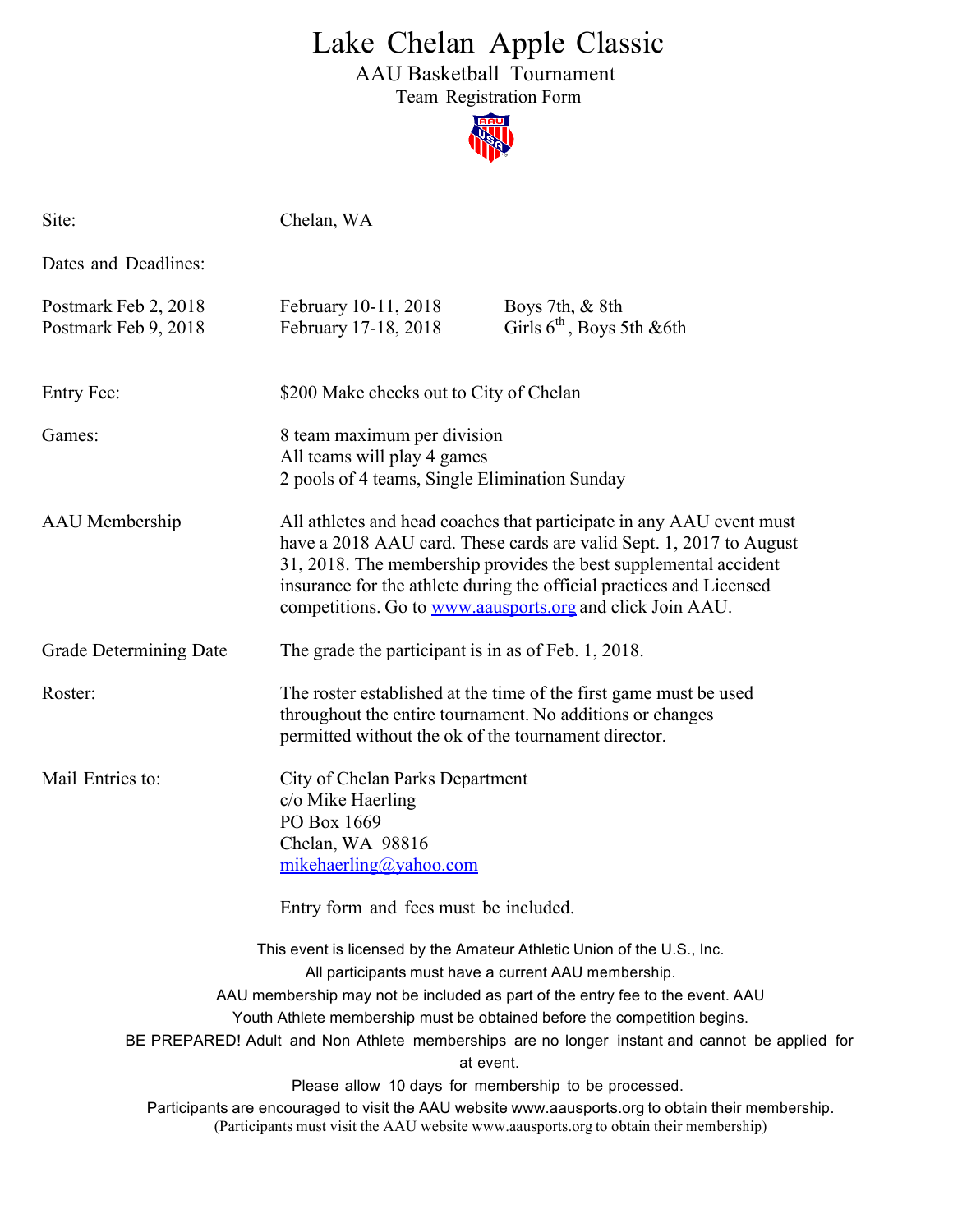# Lake Chelan Apple Classic

## AAU Basketball Tournament

### Team Registration Form

| | | |
|---|---|---|
| Site: | Chelan, WA | |
| Dates and Deadlines: | | |
| Postmark Feb 2, 2018 | February 10-11, 2018 | Boys 7th, & 8th |
| Postmark Feb 9, 2018 | February 17-18, 2018 | Girls 6th, Boys 5th &6th |

**Entry Fee:** $200 Make checks out to City of Chelan

**Games:**
8 team maximum per division
All teams will play 4 games
2 pools of 4 teams, Single Elimination Sunday

**AAU Membership:** All athletes and head coaches that participate in any AAU event must have a 2018 AAU card. These cards are valid Sept. 1, 2017 to August 31, 2018. The membership provides the best supplemental accident insurance for the athlete during the official practices and Licensed competitions. Go to www.aausports.org and click Join AAU.

**Grade Determining Date:** The grade the participant is in as of Feb. 1, 2018.

**Roster:** The roster established at the time of the first game must be used throughout the entire tournament. No additions or changes permitted without the ok of the tournament director.

**Mail Entries to:**
City of Chelan Parks Department
c/o Mike Haerling
PO Box 1669
Chelan, WA 98816
mikehaerling@yahoo.com

Entry form and fees must be included.

This event is licensed by the Amateur Athletic Union of the U.S., Inc.
All participants must have a current AAU membership.
AAU membership may not be included as part of the entry fee to the event. AAU Youth Athlete membership must be obtained before the competition begins.
BE PREPARED! Adult and Non Athlete memberships are no longer instant and cannot be applied for at event.
Please allow 10 days for membership to be processed.
Participants are encouraged to visit the AAU website www.aausports.org to obtain their membership.
(Participants must visit the AAU website www.aausports.org to obtain their membership)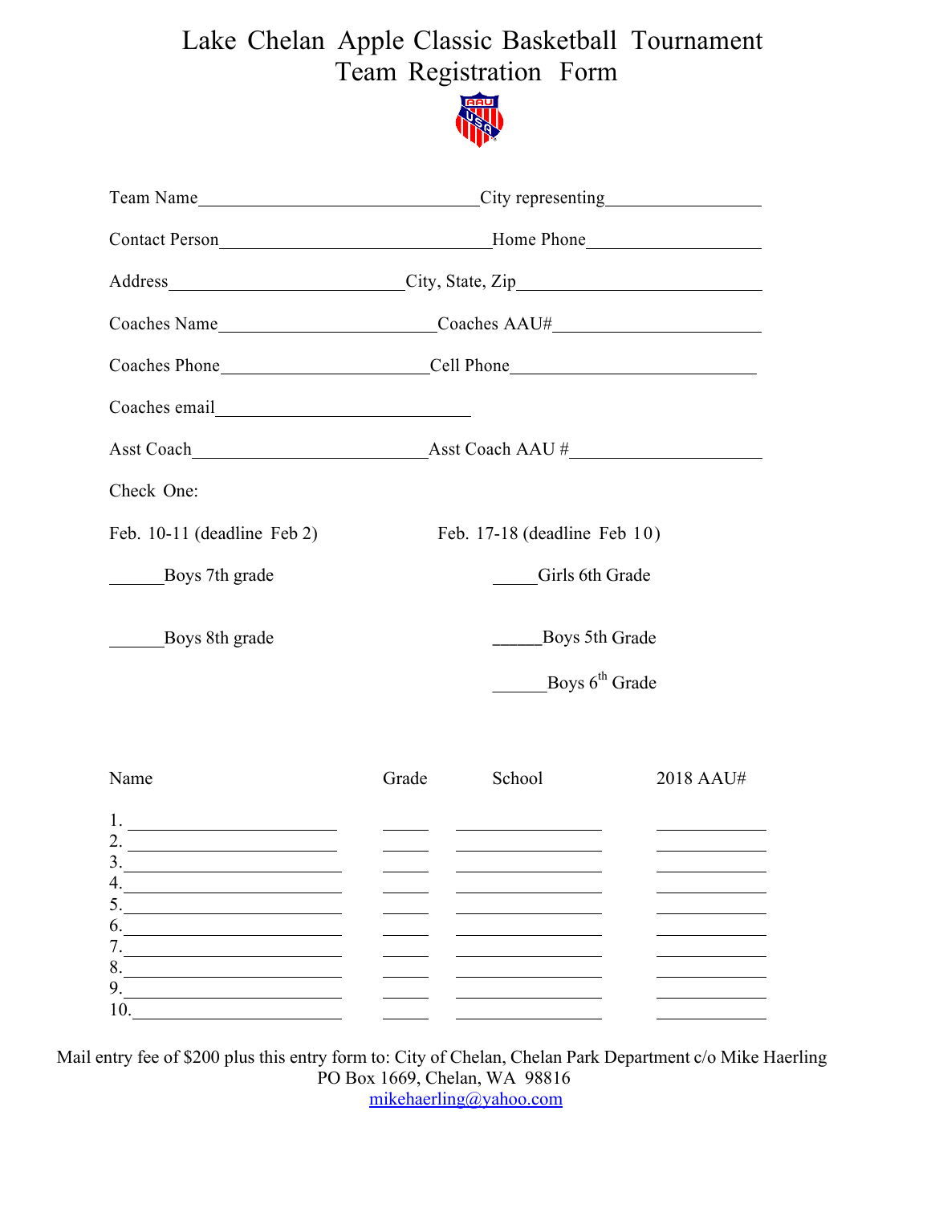# Lake Chelan Apple Classic Basketball Tournament
# Team Registration Form

Team Name________________________________City representing_________________

Contact Person______________________________Home Phone___________________

Address___________________________City, State, Zip___________________________

Coaches Name________________________Coaches AAU#______________________

Coaches Phone______________________Cell Phone__________________________

Coaches email_____________________________

Asst Coach__________________________Asst Coach AAU #_____________________

Check One:

Feb. 10-11 (deadline Feb 2)

______Boys 7th grade

______Boys 8th grade

Feb. 17-18 (deadline Feb 10)

_____Girls 6th Grade

_____Boys 5th Grade

______Boys 6th Grade

| Name | Grade | School | 2018 AAU# |
|---|---|---|---|
| 1. | | | |
| 2. | | | |
| 3. | | | |
| 4. | | | |
| 5. | | | |
| 6. | | | |
| 7. | | | |
| 8. | | | |
| 9. | | | |
| 10. | | | |

Mail entry fee of $200 plus this entry form to: City of Chelan, Chelan Park Department c/o Mike Haerling
PO Box 1669, Chelan, WA 98816
mikehaerling@yahoo.com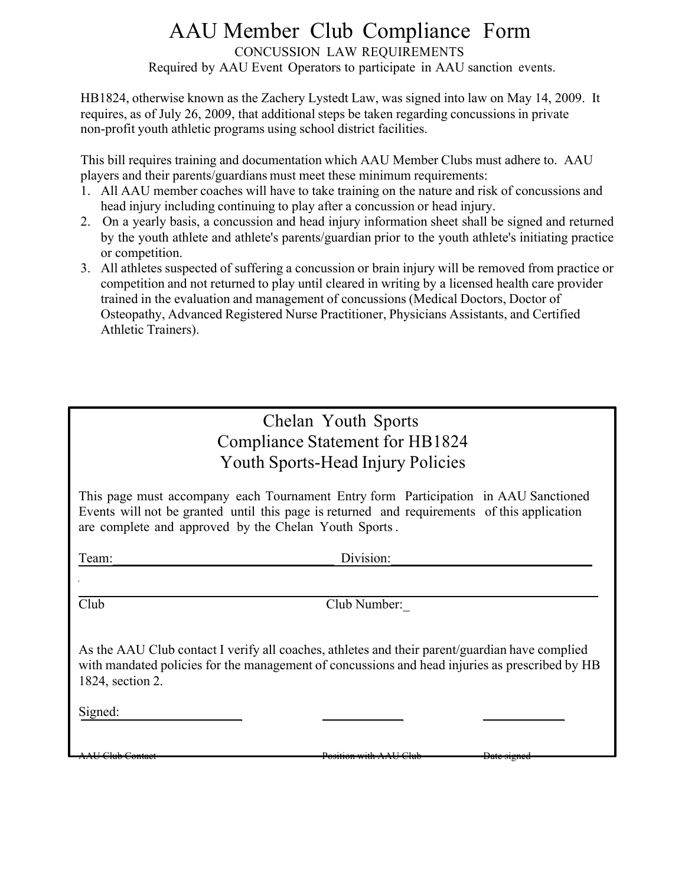# AAU Member Club Compliance Form

CONCUSSION LAW REQUIREMENTS

Required by AAU Event Operators to participate in AAU sanction events.

HB1824, otherwise known as the Zachery Lystedt Law, was signed into law on May 14, 2009. It requires, as of July 26, 2009, that additional steps be taken regarding concussions in private non-profit youth athletic programs using school district facilities.

This bill requires training and documentation which AAU Member Clubs must adhere to. AAU players and their parents/guardians must meet these minimum requirements:

1. All AAU member coaches will have to take training on the nature and risk of concussions and head injury including continuing to play after a concussion or head injury.
2. On a yearly basis, a concussion and head injury information sheet shall be signed and returned by the youth athlete and athlete's parents/guardian prior to the youth athlete's initiating practice or competition.
3. All athletes suspected of suffering a concussion or brain injury will be removed from practice or competition and not returned to play until cleared in writing by a licensed health care provider trained in the evaluation and management of concussions (Medical Doctors, Doctor of Osteopathy, Advanced Registered Nurse Practitioner, Physicians Assistants, and Certified Athletic Trainers).

## Chelan Youth Sports
## Compliance Statement for HB1824
## Youth Sports-Head Injury Policies

This page must accompany each Tournament Entry form Participation in AAU Sanctioned Events will not be granted until this page is returned and requirements of this application are complete and approved by the Chelan Youth Sports .

Team:\_\_\_\_\_\_\_\_\_\_\_\_\_\_\_\_\_\_\_\_\_\_\_\_\_\_\_\_\_\_\_\_ Division:\_\_\_\_\_\_\_\_\_\_\_\_\_\_\_\_\_\_\_\_\_\_\_\_\_\_\_\_\_\_

\_\_\_\_\_\_\_\_\_\_\_\_\_\_\_\_\_\_\_\_\_\_\_\_\_\_\_\_\_\_\_\_\_\_\_\_\_\_\_\_\_\_\_\_\_\_\_\_\_\_\_\_\_\_\_\_\_\_\_\_\_\_\_\_\_\_\_\_\_\_\_\_

Club Club Number:\_

As the AAU Club contact I verify all coaches, athletes and their parent/guardian have complied with mandated policies for the management of concussions and head injuries as prescribed by HB 1824, section 2.

Signed: \_\_\_\_\_\_\_\_\_\_\_\_\_\_\_\_\_\_\_\_\_\_ \_\_\_\_\_\_\_\_\_\_\_\_ \_\_\_\_\_\_\_\_\_\_\_\_

AAU Club Contact Position with AAU Club Date signed